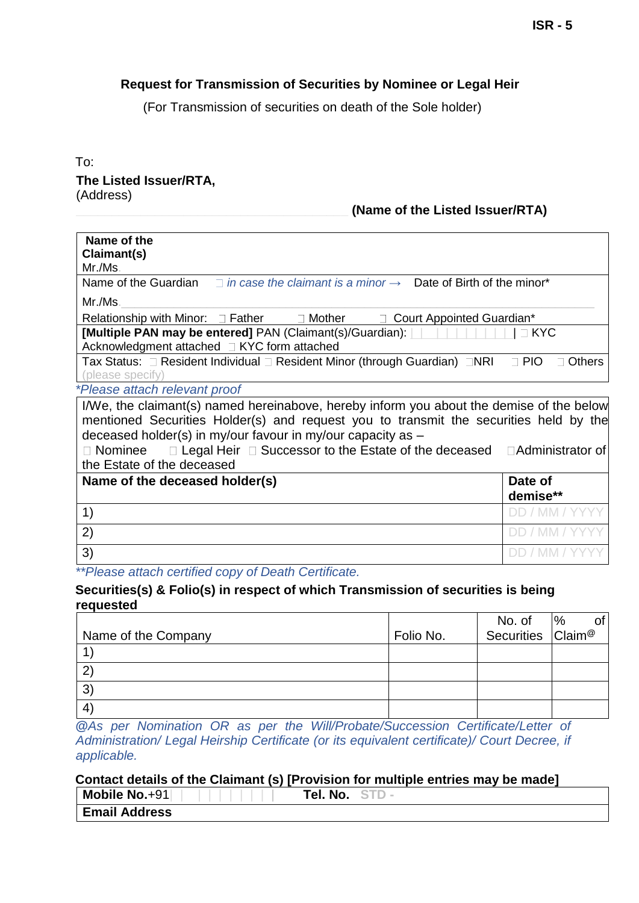**ISR - 5**

## Request for Transmission of Securities by Nominee or Legal Heir

(For Transmission of securities on death of the Sole holder)

To:

**The Listed Issuer/RTA,**
(Address)

**(Name of the Listed Issuer/RTA)**

| |
|---|
| **Name of the Claimant(s)** Mr./Ms. |
| Name of the Guardian ☐ *in case the claimant is a minor →* Date of Birth of the minor* Mr./Ms. |
| Relationship with Minor: ☐ Father ☐ Mother ☐ Court Appointed Guardian* |
| **[Multiple PAN may be entered]** PAN (Claimant(s)/Guardian): ☐ KYC Acknowledgment attached ☐ KYC form attached |
| Tax Status: ☐ Resident Individual ☐ Resident Minor (through Guardian) ☐NRI ☐ PIO ☐ Others (please specify) |

*\*Please attach relevant proof*

I/We, the claimant(s) named hereinabove, hereby inform you about the demise of the below mentioned Securities Holder(s) and request you to transmit the securities held by the deceased holder(s) in my/our favour in my/our capacity as –
☐ Nominee ☐ Legal Heir ☐ Successor to the Estate of the deceased ☐Administrator of the Estate of the deceased

| **Name of the deceased holder(s)** | **Date of demise\*\*** |
|---|---|
| 1) | DD / MM / YYYY |
| 2) | DD / MM / YYYY |
| 3) | DD / MM / YYYY |

*\*\*Please attach certified copy of Death Certificate.*

**Securities(s) & Folio(s) in respect of which Transmission of securities is being requested**

| Name of the Company | Folio No. | No. of Securities | % of Claim@ |
|---|---|---|---|
| 1) | | | |
| 2) | | | |
| 3) | | | |
| 4) | | | |

*@As per Nomination OR as per the Will/Probate/Succession Certificate/Letter of Administration/ Legal Heirship Certificate (or its equivalent certificate)/ Court Decree, if applicable.*

**Contact details of the Claimant (s) [Provision for multiple entries may be made]**

| | |
|---|---|
| **Mobile No.**+91 | **Tel. No.** STD - |
| **Email Address** | |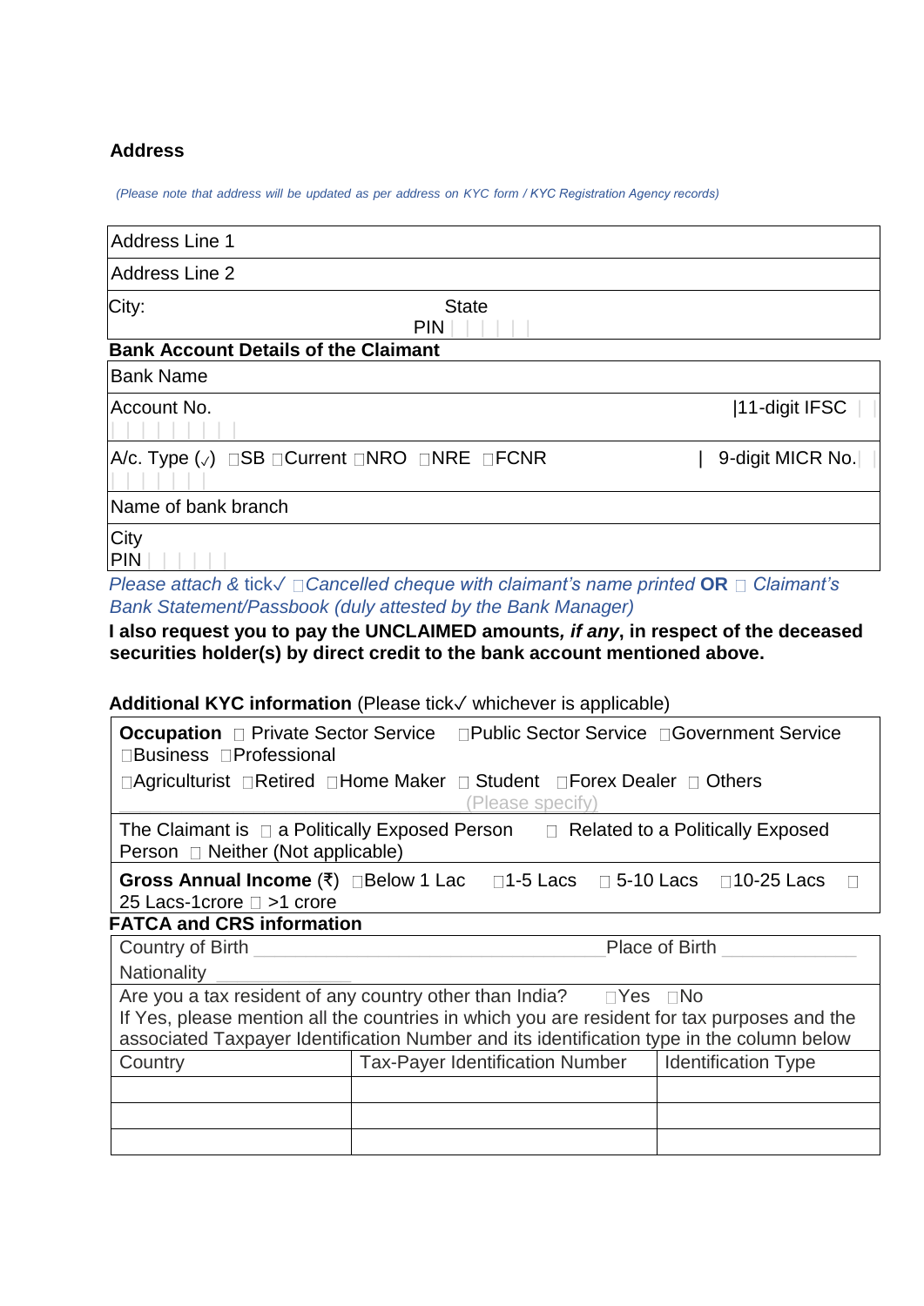**Address**

*(Please note that address will be updated as per address on KYC form / KYC Registration Agency records)*

| Address Line 1 | |
|---|---|
| Address Line 2 | |
| City: | State PIN &#124; &#124; &#124; &#124; &#124; &#124; |

**Bank Account Details of the Claimant**

| Bank Name | |
|---|---|
| Account No. &#124; &#124; &#124; &#124; &#124; &#124; &#124; &#124; &#124; | &#124;11-digit IFSC &#124; &#124; |
| A/c. Type (✓) ☐SB ☐Current ☐NRO ☐NRE ☐FCNR | &#124; 9-digit MICR No. &#124; &#124; &#124; &#124; &#124; &#124; &#124; &#124; &#124; |
| Name of bank branch | |
| City PIN &#124; &#124; &#124; &#124; &#124; &#124; | |

*Please attach & tick✓ ☐Cancelled cheque with claimant's name printed* **OR** ☐ *Claimant's Bank Statement/Passbook (duly attested by the Bank Manager)*

**I also request you to pay the UNCLAIMED amounts, *if any*, in respect of the deceased securities holder(s) by direct credit to the bank account mentioned above.**

**Additional KYC information** (Please tick✓ whichever is applicable)

| |
|---|
| **Occupation** ☐ Private Sector Service ☐Public Sector Service ☐Government Service ☐Business ☐Professional ☐Agriculturist ☐Retired ☐Home Maker ☐ Student ☐Forex Dealer ☐ Others ____________ (Please specify) |
| The Claimant is ☐ a Politically Exposed Person ☐ Related to a Politically Exposed Person ☐ Neither (Not applicable) |
| **Gross Annual Income** (₹) ☐Below 1 Lac ☐1-5 Lacs ☐ 5-10 Lacs ☐10-25 Lacs ☐ 25 Lacs-1crore ☐ >1 crore |

**FATCA and CRS information**

Country of Birth ______________________ Place of Birth ______________

Nationality ______________

Are you a tax resident of any country other than India? ☐Yes ☐No

If Yes, please mention all the countries in which you are resident for tax purposes and the associated Taxpayer Identification Number and its identification type in the column below

| Country | Tax-Payer Identification Number | Identification Type |
|---|---|---|
| | | |
| | | |
| | | |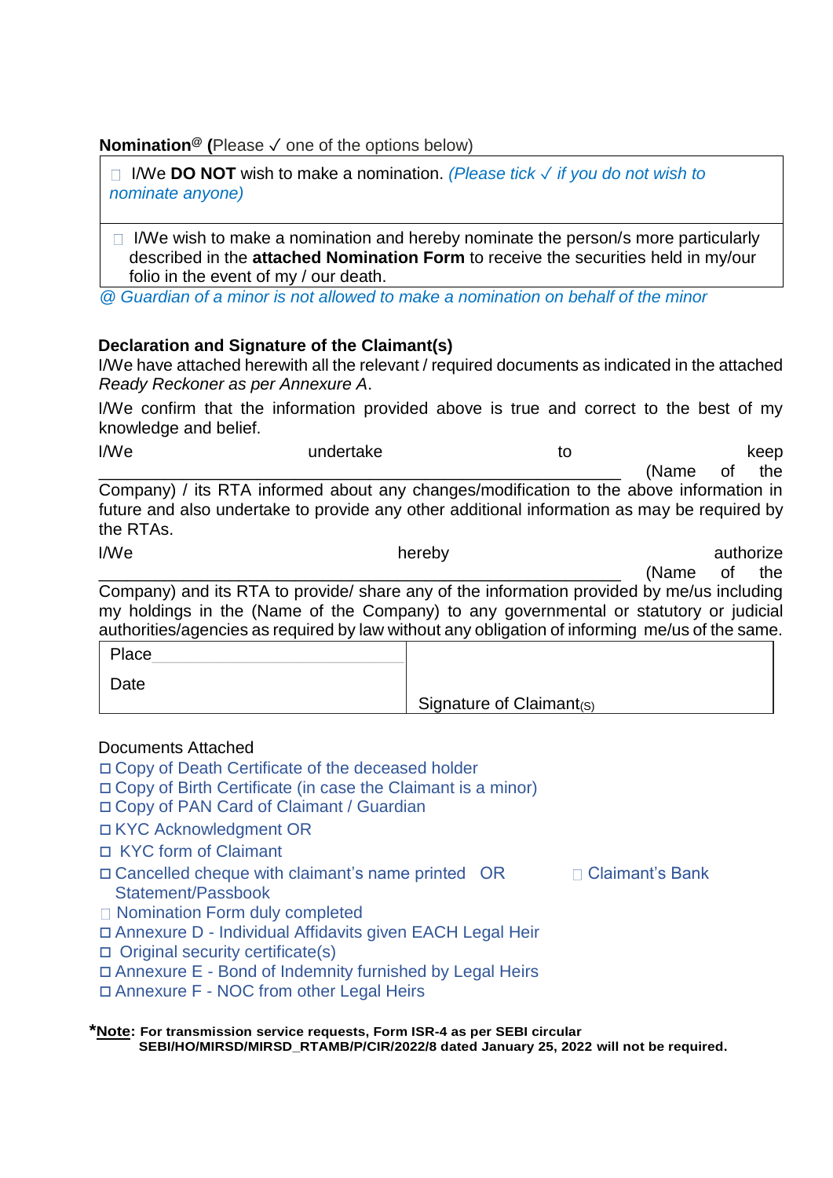**Nomination[@] (**Please ✓ one of the options below)

| |
|---|
| ☐ I/We **DO NOT** wish to make a nomination. *(Please tick ✓ if you do not wish to nominate anyone)* |
| ☐ I/We wish to make a nomination and hereby nominate the person/s more particularly described in the **attached Nomination Form** to receive the securities held in my/our folio in the event of my / our death. |

*@ Guardian of a minor is not allowed to make a nomination on behalf of the minor*

**Declaration and Signature of the Claimant(s)**

I/We have attached herewith all the relevant / required documents as indicated in the attached *Ready Reckoner as per Annexure A*.

I/We confirm that the information provided above is true and correct to the best of my knowledge and belief.

I/We undertake to keep _____________________________________________________ (Name of the Company) / its RTA informed about any changes/modification to the above information in future and also undertake to provide any other additional information as may be required by the RTAs.

I/We hereby authorize _____________________________________________________ (Name of the Company) and its RTA to provide/ share any of the information provided by me/us including my holdings in the (Name of the Company) to any governmental or statutory or judicial authorities/agencies as required by law without any obligation of informing me/us of the same.

| | |
|---|---|
| Place ____________________ | |
| Date | Signature of Claimant(S) |

Documents Attached

- ☐ Copy of Death Certificate of the deceased holder
- ☐ Copy of Birth Certificate (in case the Claimant is a minor)
- ☐ Copy of PAN Card of Claimant / Guardian
- ☐ KYC Acknowledgment OR
- ☐ KYC form of Claimant
- ☐ Cancelled cheque with claimant's name printed OR ☐ Claimant's Bank Statement/Passbook
- ☐ Nomination Form duly completed
- ☐ Annexure D - Individual Affidavits given EACH Legal Heir
- ☐ Original security certificate(s)
- ☐ Annexure E - Bond of Indemnity furnished by Legal Heirs
- ☐ Annexure F - NOC from other Legal Heirs

***Note**: **For transmission service requests, Form ISR-4 as per SEBI circular SEBI/HO/MIRSD/MIRSD_RTAMB/P/CIR/2022/8 dated January 25, 2022 will not be required.**